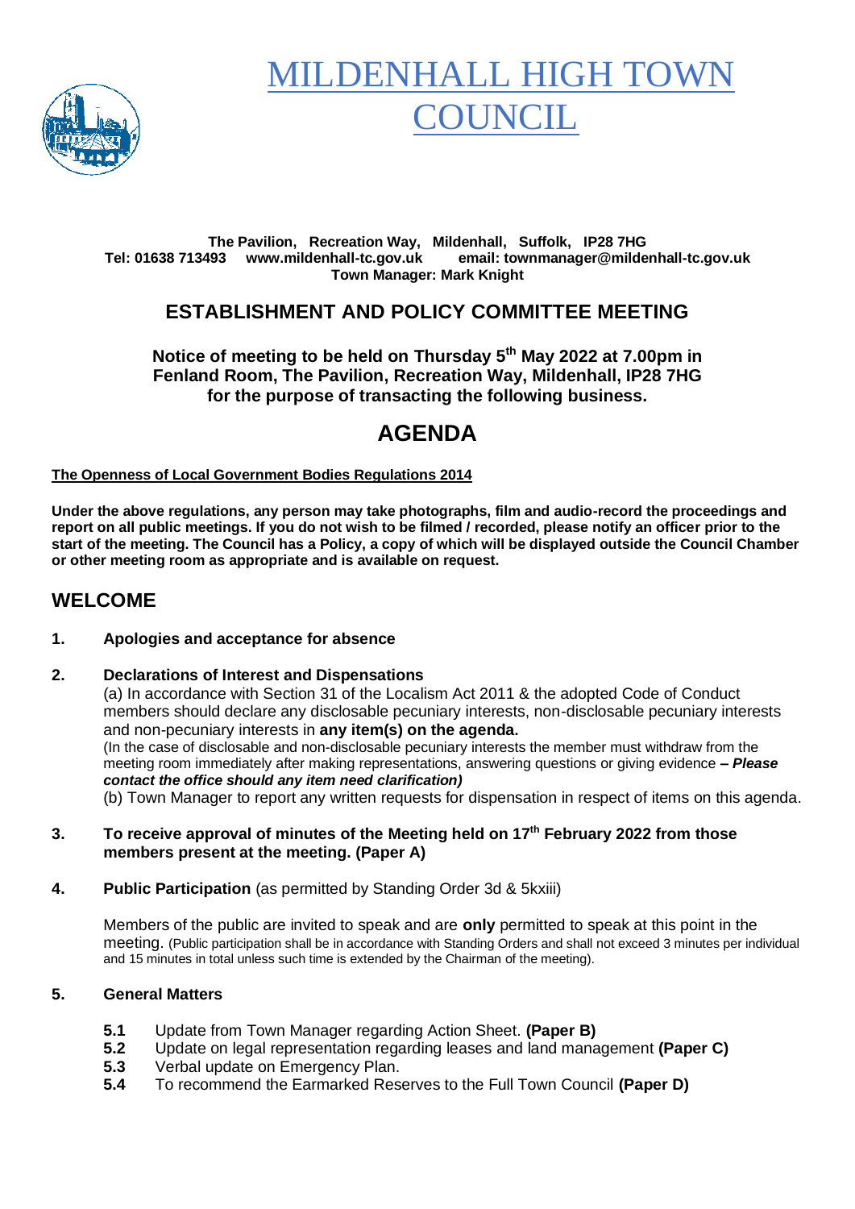# MILDENHALL HIGH TOWN COUNCIL

**The Pavilion, Recreation Way, Mildenhall, Suffolk, IP28 7HG**
**Tel: 01638 713493 www.mildenhall-tc.gov.uk email: townmanager@mildenhall-tc.gov.uk**
**Town Manager: Mark Knight**

## ESTABLISHMENT AND POLICY COMMITTEE MEETING

**Notice of meeting to be held on Thursday 5th May 2022 at 7.00pm in Fenland Room, The Pavilion, Recreation Way, Mildenhall, IP28 7HG for the purpose of transacting the following business.**

# AGENDA

**The Openness of Local Government Bodies Regulations 2014**

**Under the above regulations, any person may take photographs, film and audio-record the proceedings and report on all public meetings. If you do not wish to be filmed / recorded, please notify an officer prior to the start of the meeting. The Council has a Policy, a copy of which will be displayed outside the Council Chamber or other meeting room as appropriate and is available on request.**

## WELCOME

**1. Apologies and acceptance for absence**

**2. Declarations of Interest and Dispensations**

(a) In accordance with Section 31 of the Localism Act 2011 & the adopted Code of Conduct members should declare any disclosable pecuniary interests, non-disclosable pecuniary interests and non-pecuniary interests in **any item(s) on the agenda.**
(In the case of disclosable and non-disclosable pecuniary interests the member must withdraw from the meeting room immediately after making representations, answering questions or giving evidence ***– Please contact the office should any item need clarification)***
(b) Town Manager to report any written requests for dispensation in respect of items on this agenda.

**3. To receive approval of minutes of the Meeting held on 17th February 2022 from those members present at the meeting. (Paper A)**

**4. Public Participation** (as permitted by Standing Order 3d & 5kxiii)

Members of the public are invited to speak and are **only** permitted to speak at this point in the meeting. (Public participation shall be in accordance with Standing Orders and shall not exceed 3 minutes per individual and 15 minutes in total unless such time is extended by the Chairman of the meeting).

**5. General Matters**

- **5.1** Update from Town Manager regarding Action Sheet. **(Paper B)**
- **5.2** Update on legal representation regarding leases and land management **(Paper C)**
- **5.3** Verbal update on Emergency Plan.
- **5.4** To recommend the Earmarked Reserves to the Full Town Council **(Paper D)**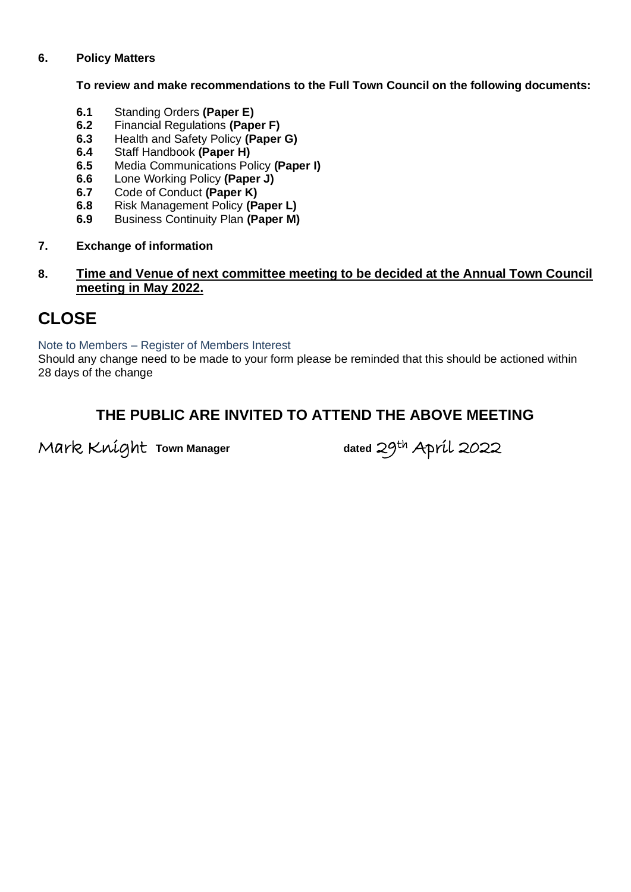**6. Policy Matters**

**To review and make recommendations to the Full Town Council on the following documents:**

- **6.1** Standing Orders **(Paper E)**
- **6.2** Financial Regulations **(Paper F)**
- **6.3** Health and Safety Policy **(Paper G)**
- **6.4** Staff Handbook **(Paper H)**
- **6.5** Media Communications Policy **(Paper I)**
- **6.6** Lone Working Policy **(Paper J)**
- **6.7** Code of Conduct **(Paper K)**
- **6.8** Risk Management Policy **(Paper L)**
- **6.9** Business Continuity Plan **(Paper M)**

**7. Exchange of information**

**8. Time and Venue of next committee meeting to be decided at the Annual Town Council meeting in May 2022.**

# CLOSE

Note to Members – Register of Members Interest

Should any change need to be made to your form please be reminded that this should be actioned within 28 days of the change

## THE PUBLIC ARE INVITED TO ATTEND THE ABOVE MEETING

Mark Knight **Town Manager** **dated** 29th April 2022